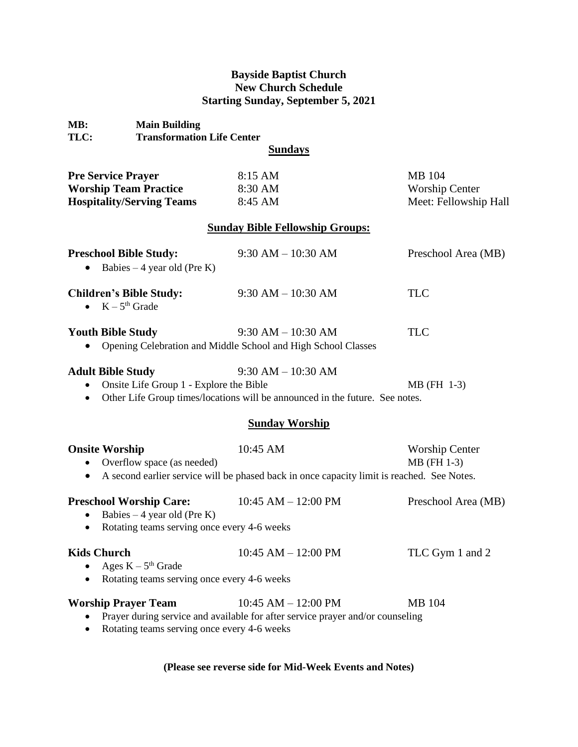**Bayside Baptist Church**
**New Church Schedule**
**Starting Sunday, September 5, 2021**

**MB:** **Main Building**
**TLC:** **Transformation Life Center**

## Sundays

| | | |
|---|---|---|
| **Pre Service Prayer** | 8:15 AM | MB 104 |
| **Worship Team Practice** | 8:30 AM | Worship Center |
| **Hospitality/Serving Teams** | 8:45 AM | Meet: Fellowship Hall |

## Sunday Bible Fellowship Groups:

**Preschool Bible Study:** 9:30 AM – 10:30 AM — Preschool Area (MB)

- Babies – 4 year old (Pre K)

**Children's Bible Study:** 9:30 AM – 10:30 AM — TLC

- K – 5th Grade

**Youth Bible Study** 9:30 AM – 10:30 AM — TLC

- Opening Celebration and Middle School and High School Classes

**Adult Bible Study** 9:30 AM – 10:30 AM

- Onsite Life Group 1 - Explore the Bible — MB (FH 1-3)
- Other Life Group times/locations will be announced in the future. See notes.

## Sunday Worship

**Onsite Worship** 10:45 AM — Worship Center

- Overflow space (as needed) — MB (FH 1-3)
- A second earlier service will be phased back in once capacity limit is reached. See Notes.

**Preschool Worship Care:** 10:45 AM – 12:00 PM — Preschool Area (MB)

- Babies – 4 year old (Pre K)
- Rotating teams serving once every 4-6 weeks

**Kids Church** 10:45 AM – 12:00 PM — TLC Gym 1 and 2

- Ages K – 5th Grade
- Rotating teams serving once every 4-6 weeks

**Worship Prayer Team** 10:45 AM – 12:00 PM — MB 104

- Prayer during service and available for after service prayer and/or counseling
- Rotating teams serving once every 4-6 weeks

**(Please see reverse side for Mid-Week Events and Notes)**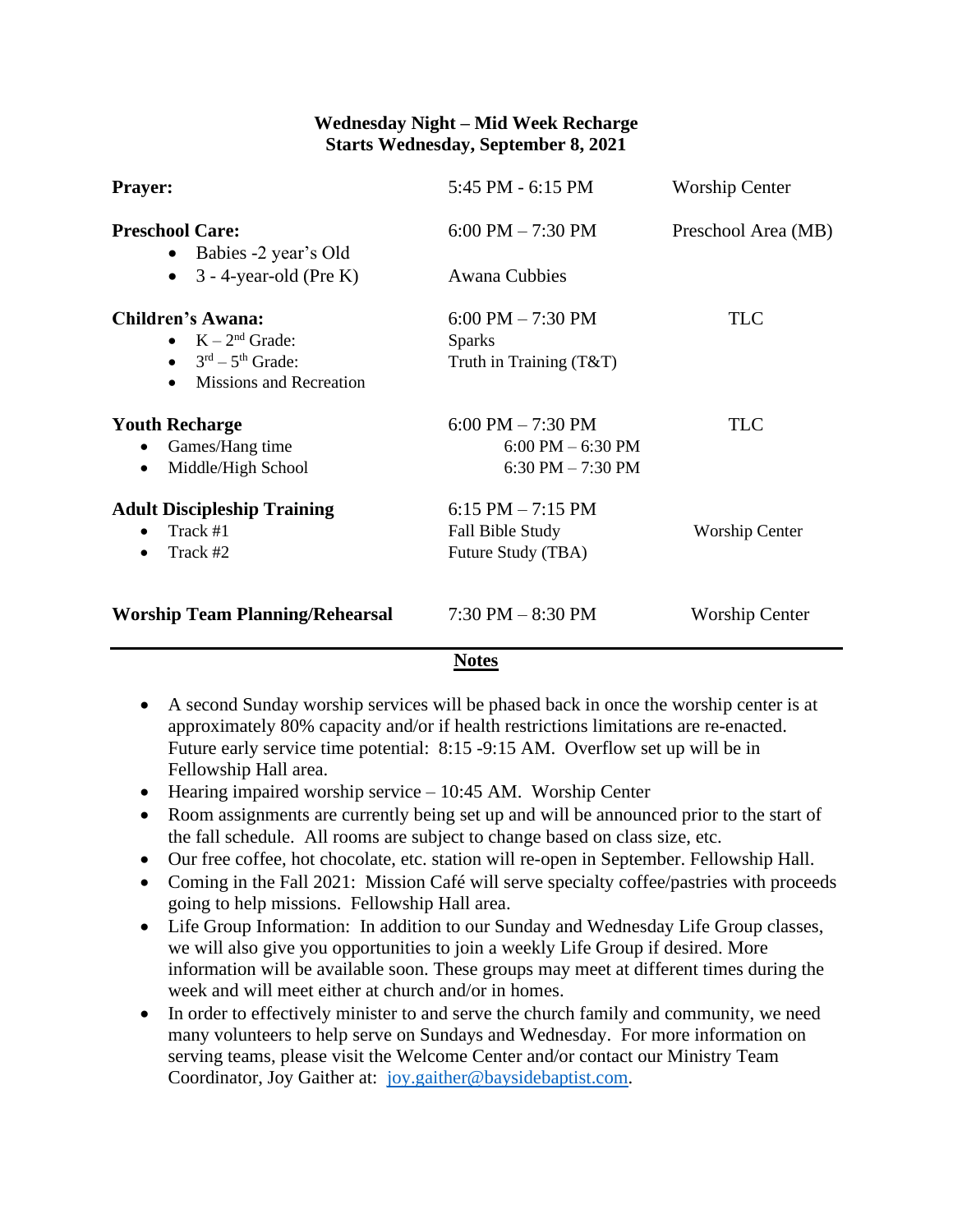**Wednesday Night – Mid Week Recharge**
**Starts Wednesday, September 8, 2021**

| | | |
|---|---|---|
| **Prayer:** | 5:45 PM - 6:15 PM | Worship Center |
| **Preschool Care:** | 6:00 PM – 7:30 PM | Preschool Area (MB) |
| • Babies -2 year's Old | | |
| • 3 - 4-year-old (Pre K) | Awana Cubbies | |
| **Children's Awana:** | 6:00 PM – 7:30 PM | TLC |
| • K – 2nd Grade: | Sparks | |
| • 3rd – 5th Grade: | Truth in Training (T&T) | |
| • Missions and Recreation | | |
| **Youth Recharge** | 6:00 PM – 7:30 PM | TLC |
| • Games/Hang time | 6:00 PM – 6:30 PM | |
| • Middle/High School | 6:30 PM – 7:30 PM | |
| **Adult Discipleship Training** | 6:15 PM – 7:15 PM | |
| • Track #1 | Fall Bible Study | Worship Center |
| • Track #2 | Future Study (TBA) | |
| **Worship Team Planning/Rehearsal** | 7:30 PM – 8:30 PM | Worship Center |

---

**Notes**

- A second Sunday worship services will be phased back in once the worship center is at approximately 80% capacity and/or if health restrictions limitations are re-enacted. Future early service time potential: 8:15 -9:15 AM. Overflow set up will be in Fellowship Hall area.
- Hearing impaired worship service – 10:45 AM. Worship Center
- Room assignments are currently being set up and will be announced prior to the start of the fall schedule. All rooms are subject to change based on class size, etc.
- Our free coffee, hot chocolate, etc. station will re-open in September. Fellowship Hall.
- Coming in the Fall 2021: Mission Café will serve specialty coffee/pastries with proceeds going to help missions. Fellowship Hall area.
- Life Group Information: In addition to our Sunday and Wednesday Life Group classes, we will also give you opportunities to join a weekly Life Group if desired. More information will be available soon. These groups may meet at different times during the week and will meet either at church and/or in homes.
- In order to effectively minister to and serve the church family and community, we need many volunteers to help serve on Sundays and Wednesday. For more information on serving teams, please visit the Welcome Center and/or contact our Ministry Team Coordinator, Joy Gaither at: joy.gaither@baysidebaptist.com.